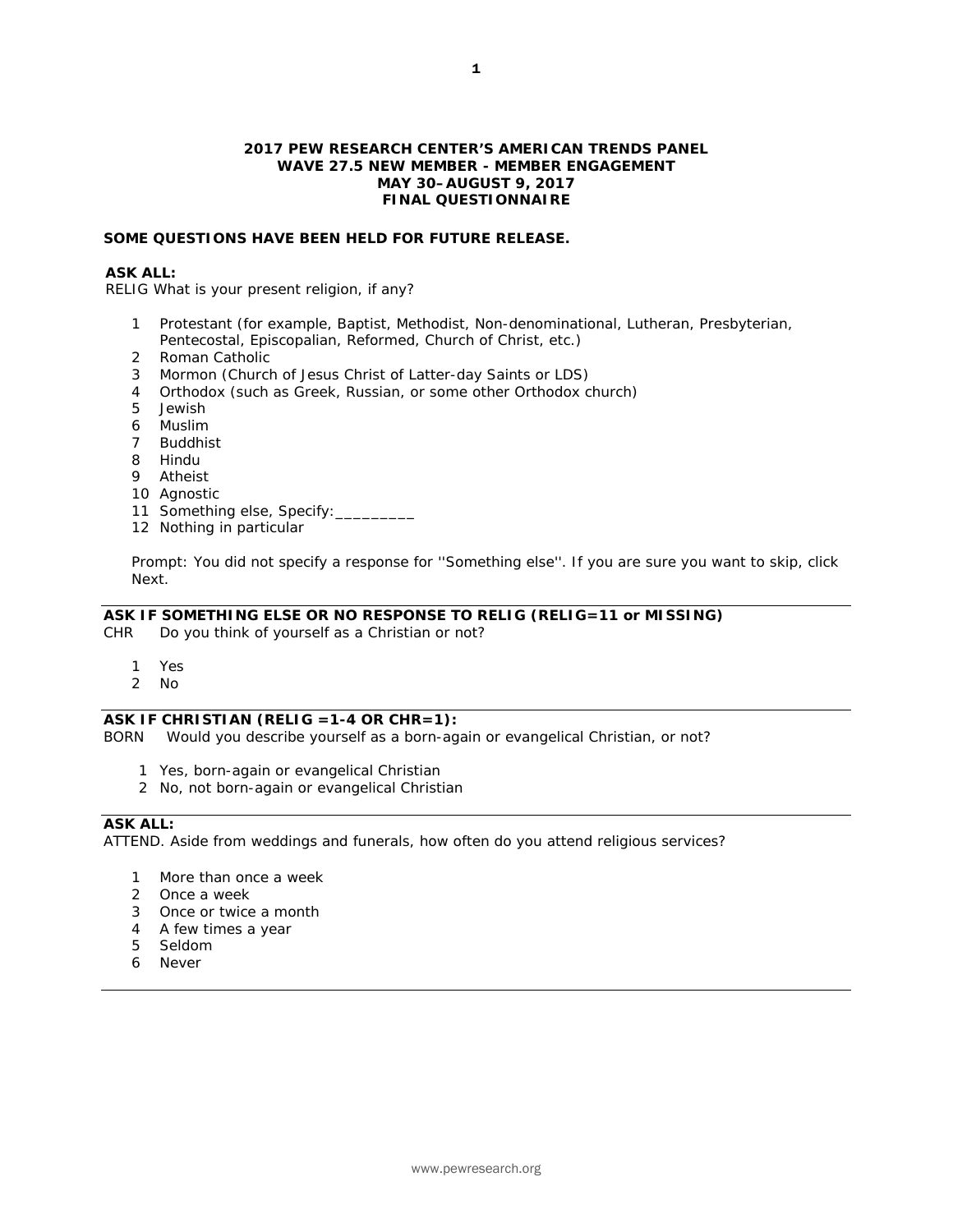# 2017 PEW RESEARCH CENTER'S AMERICAN TRENDS PANEL
## WAVE 27.5 NEW MEMBER - MEMBER ENGAGEMENT
## MAY 30–AUGUST 9, 2017
## FINAL QUESTIONNAIRE

**SOME QUESTIONS HAVE BEEN HELD FOR FUTURE RELEASE.**

**ASK ALL:**

RELIG What is your present religion, if any?

1 Protestant (for example, Baptist, Methodist, Non-denominational, Lutheran, Presbyterian, Pentecostal, Episcopalian, Reformed, Church of Christ, etc.)
2 Roman Catholic
3 Mormon (Church of Jesus Christ of Latter-day Saints or LDS)
4 Orthodox (such as Greek, Russian, or some other Orthodox church)
5 Jewish
6 Muslim
7 Buddhist
8 Hindu
9 Atheist
10 Agnostic
11 Something else, Specify:_________
12 Nothing in particular

Prompt: You did not specify a response for ''Something else''. If you are sure you want to skip, click Next.

---

**ASK IF SOMETHING ELSE OR NO RESPONSE TO RELIG (RELIG=11 or MISSING)**

CHR Do you think of yourself as a Christian or not?

1 Yes
2 No

---

**ASK IF CHRISTIAN (RELIG =1-4 OR CHR=1):**

BORN Would you describe yourself as a born-again or evangelical Christian, or not?

1 Yes, born-again or evangelical Christian
2 No, not born-again or evangelical Christian

---

**ASK ALL:**

ATTEND. Aside from weddings and funerals, how often do you attend religious services?

1 More than once a week
2 Once a week
3 Once or twice a month
4 A few times a year
5 Seldom
6 Never

---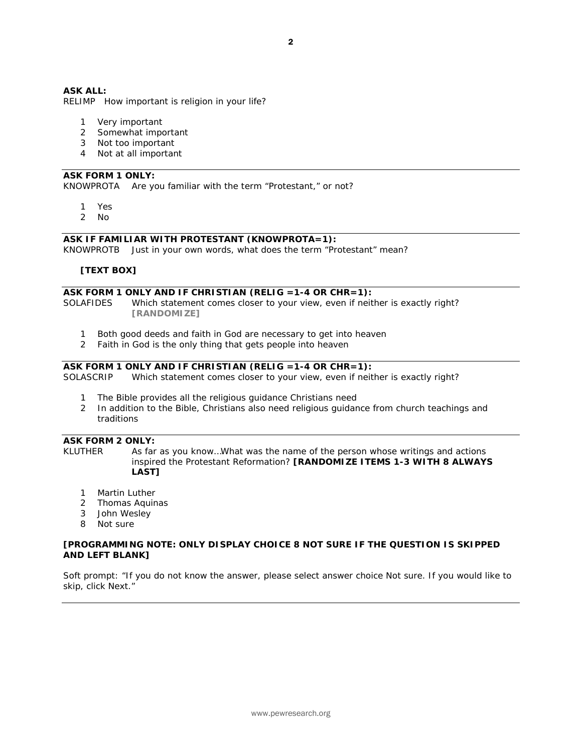**ASK ALL:**
RELIMP How important is religion in your life?

1 Very important
2 Somewhat important
3 Not too important
4 Not at all important

---

**ASK FORM 1 ONLY:**
KNOWPROTA Are you familiar with the term "Protestant," or not?

1 Yes
2 No

---

**ASK IF FAMILIAR WITH PROTESTANT (KNOWPROTA=1):**
KNOWPROTB Just in your own words, what does the term "Protestant" mean?

**[TEXT BOX]**

---

**ASK FORM 1 ONLY AND IF CHRISTIAN (RELIG =1-4 OR CHR=1):**
SOLAFIDES Which statement comes closer to your view, even if neither is exactly right? **[RANDOMIZE]**

1 Both good deeds and faith in God are necessary to get into heaven
2 Faith in God is the only thing that gets people into heaven

---

**ASK FORM 1 ONLY AND IF CHRISTIAN (RELIG =1-4 OR CHR=1):**
SOLASCRIP Which statement comes closer to your view, even if neither is exactly right?

1 The Bible provides all the religious guidance Christians need
2 In addition to the Bible, Christians also need religious guidance from church teachings and traditions

---

**ASK FORM 2 ONLY:**
KLUTHER As far as you know…What was the name of the person whose writings and actions inspired the Protestant Reformation? **[RANDOMIZE ITEMS 1-3 WITH 8 ALWAYS LAST]**

1 Martin Luther
2 Thomas Aquinas
3 John Wesley
8 Not sure

**[PROGRAMMING NOTE: ONLY DISPLAY CHOICE 8 NOT SURE IF THE QUESTION IS SKIPPED AND LEFT BLANK]**

Soft prompt: "If you do not know the answer, please select answer choice Not sure. If you would like to skip, click Next."

---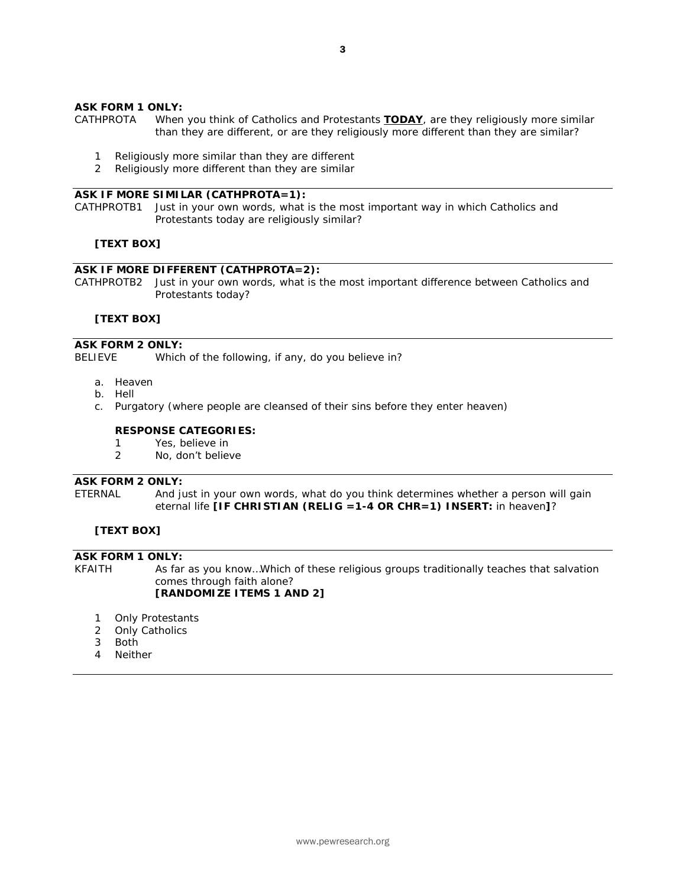**ASK FORM 1 ONLY:**

CATHPROTA When you think of Catholics and Protestants **TODAY**, are they religiously more similar than they are different, or are they religiously more different than they are similar?

1 Religiously more similar than they are different
2 Religiously more different than they are similar

---

**ASK IF MORE SIMILAR (CATHPROTA=1):**

CATHPROTB1 Just in your own words, what is the most important way in which Catholics and Protestants today are religiously similar?

**[TEXT BOX]**

---

**ASK IF MORE DIFFERENT (CATHPROTA=2):**

CATHPROTB2 Just in your own words, what is the most important difference between Catholics and Protestants today?

**[TEXT BOX]**

---

**ASK FORM 2 ONLY:**

BELIEVE Which of the following, if any, do you believe in?

a. Heaven
b. Hell
c. Purgatory (where people are cleansed of their sins before they enter heaven)

**RESPONSE CATEGORIES:**

1 Yes, believe in
2 No, don't believe

---

**ASK FORM 2 ONLY:**

ETERNAL And just in your own words, what do you think determines whether a person will gain eternal life **[IF CHRISTIAN (RELIG =1-4 OR CHR=1) INSERT:** in heaven**]**?

**[TEXT BOX]**

---

**ASK FORM 1 ONLY:**

KFAITH As far as you know…Which of these religious groups traditionally teaches that salvation comes through faith alone?
**[RANDOMIZE ITEMS 1 AND 2]**

1 Only Protestants
2 Only Catholics
3 Both
4 Neither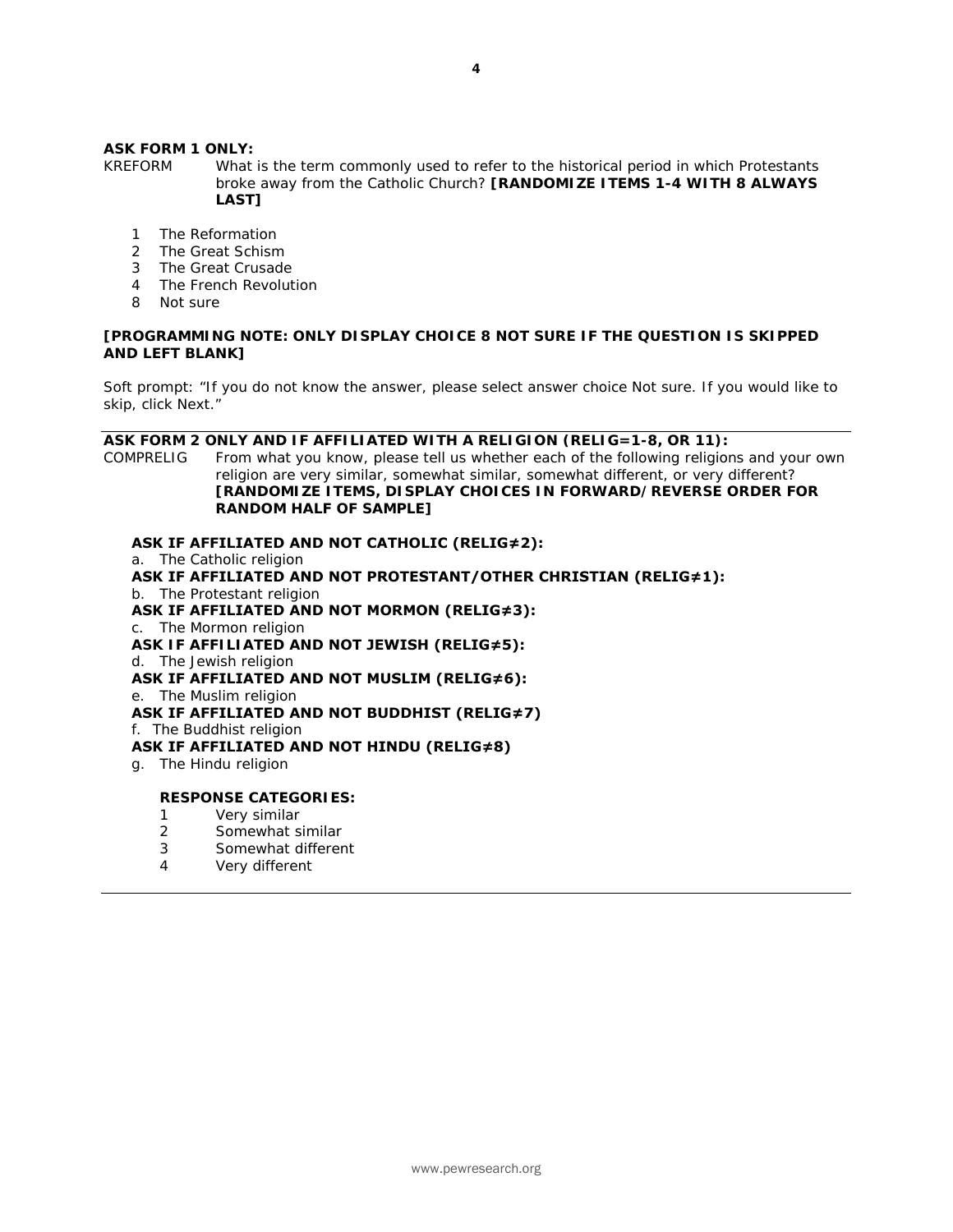**ASK FORM 1 ONLY:**

KREFORM What is the term commonly used to refer to the historical period in which Protestants broke away from the Catholic Church? **[RANDOMIZE ITEMS 1-4 WITH 8 ALWAYS LAST]**

1 The Reformation
2 The Great Schism
3 The Great Crusade
4 The French Revolution
8 Not sure

**[PROGRAMMING NOTE: ONLY DISPLAY CHOICE 8 NOT SURE IF THE QUESTION IS SKIPPED AND LEFT BLANK]**

Soft prompt: "If you do not know the answer, please select answer choice Not sure. If you would like to skip, click Next."

---

**ASK FORM 2 ONLY AND IF AFFILIATED WITH A RELIGION (RELIG=1-8, OR 11):**

COMPRELIG From what you know, please tell us whether each of the following religions and your own religion are very similar, somewhat similar, somewhat different, or very different? **[RANDOMIZE ITEMS, DISPLAY CHOICES IN FORWARD/REVERSE ORDER FOR RANDOM HALF OF SAMPLE]**

**ASK IF AFFILIATED AND NOT CATHOLIC (RELIG≠2):**
a. The Catholic religion
**ASK IF AFFILIATED AND NOT PROTESTANT/OTHER CHRISTIAN (RELIG≠1):**
b. The Protestant religion
**ASK IF AFFILIATED AND NOT MORMON (RELIG≠3):**
c. The Mormon religion
**ASK IF AFFILIATED AND NOT JEWISH (RELIG≠5):**
d. The Jewish religion
**ASK IF AFFILIATED AND NOT MUSLIM (RELIG≠6):**
e. The Muslim religion
**ASK IF AFFILIATED AND NOT BUDDHIST (RELIG≠7)**
f. The Buddhist religion
**ASK IF AFFILIATED AND NOT HINDU (RELIG≠8)**
g. The Hindu religion

**RESPONSE CATEGORIES:**
1 Very similar
2 Somewhat similar
3 Somewhat different
4 Very different

---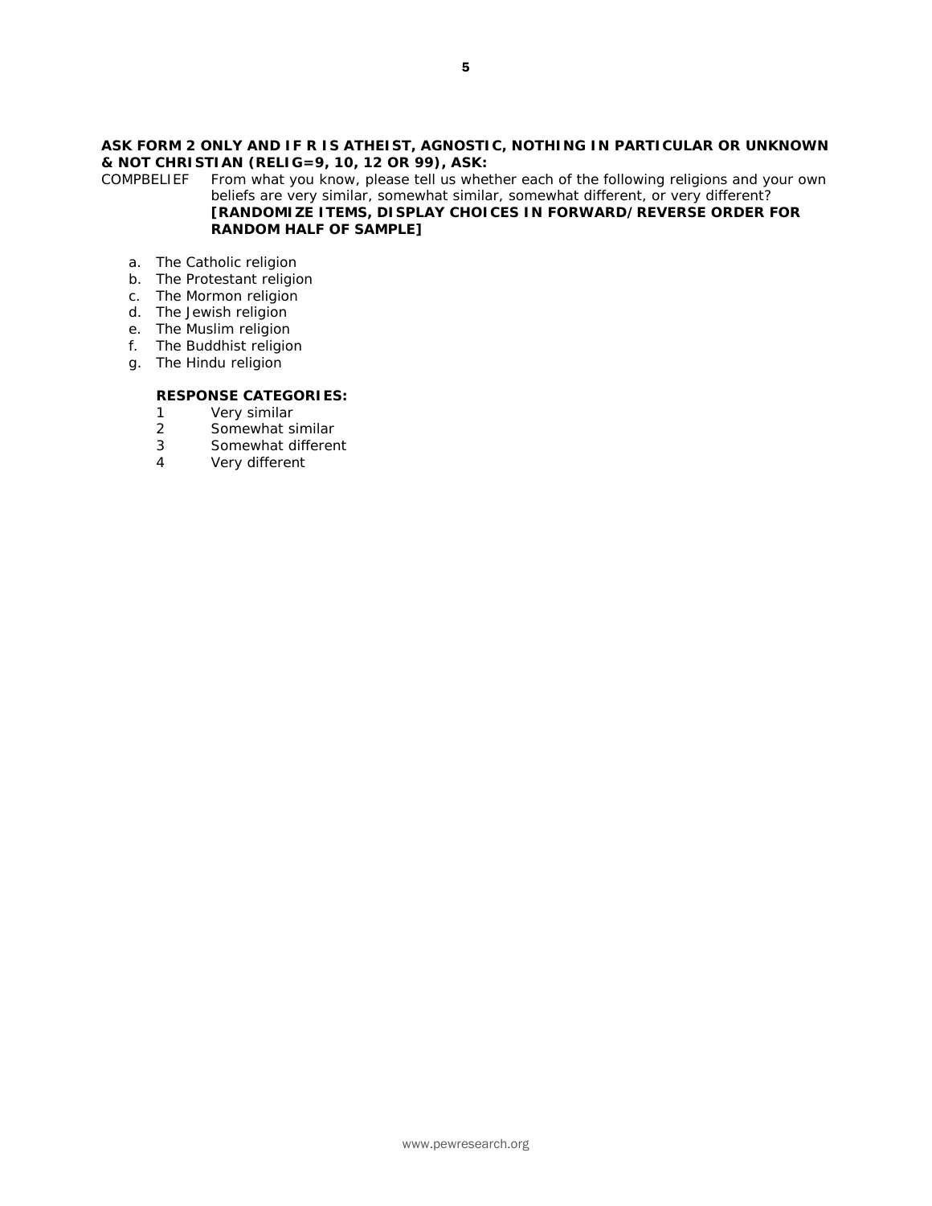**ASK FORM 2 ONLY AND IF R IS ATHEIST, AGNOSTIC, NOTHING IN PARTICULAR OR UNKNOWN & NOT CHRISTIAN (RELIG=9, 10, 12 OR 99), ASK:**

COMPBELIEF From what you know, please tell us whether each of the following religions and your own beliefs are very similar, somewhat similar, somewhat different, or very different? **[RANDOMIZE ITEMS, DISPLAY CHOICES IN FORWARD/REVERSE ORDER FOR RANDOM HALF OF SAMPLE]**

a. The Catholic religion
b. The Protestant religion
c. The Mormon religion
d. The Jewish religion
e. The Muslim religion
f. The Buddhist religion
g. The Hindu religion

**RESPONSE CATEGORIES:**

1 Very similar
2 Somewhat similar
3 Somewhat different
4 Very different